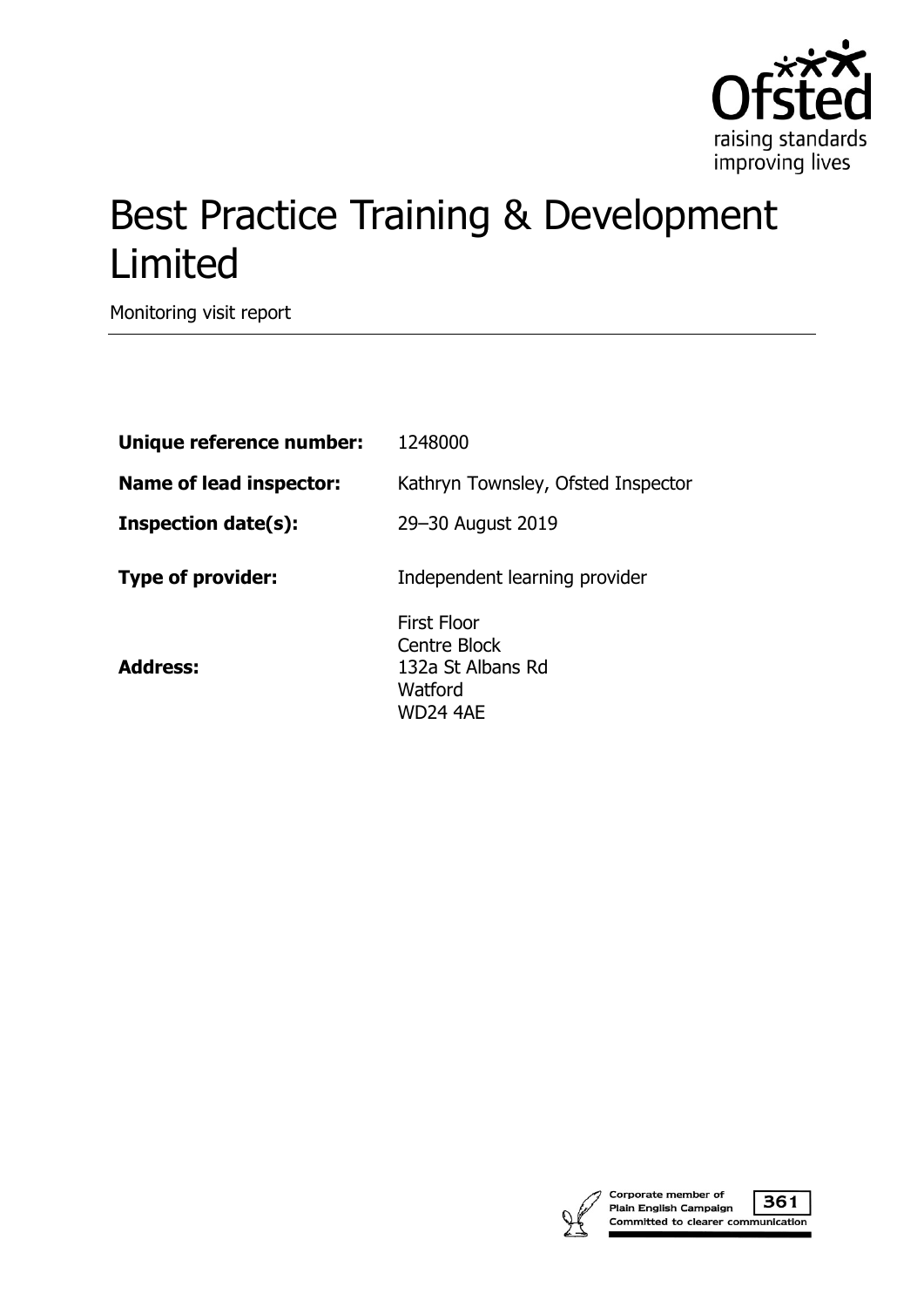# Best Practice Training & Development Limited

Monitoring visit report

| | |
|---|---|
| **Unique reference number:** | 1248000 |
| **Name of lead inspector:** | Kathryn Townsley, Ofsted Inspector |
| **Inspection date(s):** | 29–30 August 2019 |
| **Type of provider:** | Independent learning provider |
| **Address:** | First Floor<br>Centre Block<br>132a St Albans Rd<br>Watford<br>WD24 4AE |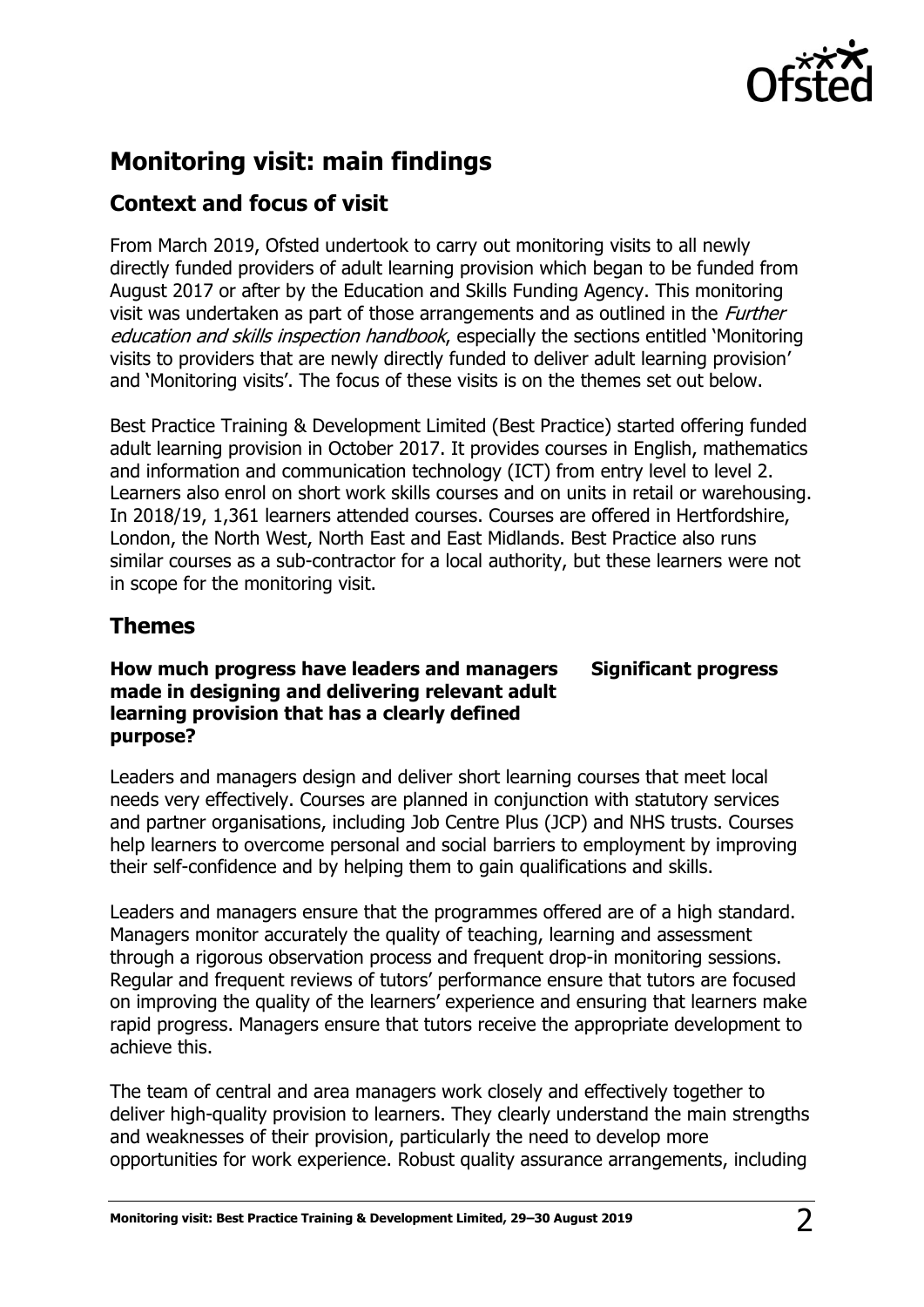## Monitoring visit: main findings

### Context and focus of visit

From March 2019, Ofsted undertook to carry out monitoring visits to all newly directly funded providers of adult learning provision which began to be funded from August 2017 or after by the Education and Skills Funding Agency. This monitoring visit was undertaken as part of those arrangements and as outlined in the *Further education and skills inspection handbook*, especially the sections entitled 'Monitoring visits to providers that are newly directly funded to deliver adult learning provision' and 'Monitoring visits'. The focus of these visits is on the themes set out below.

Best Practice Training & Development Limited (Best Practice) started offering funded adult learning provision in October 2017. It provides courses in English, mathematics and information and communication technology (ICT) from entry level to level 2. Learners also enrol on short work skills courses and on units in retail or warehousing. In 2018/19, 1,361 learners attended courses. Courses are offered in Hertfordshire, London, the North West, North East and East Midlands. Best Practice also runs similar courses as a sub-contractor for a local authority, but these learners were not in scope for the monitoring visit.

### Themes

**How much progress have leaders and managers made in designing and delivering relevant adult learning provision that has a clearly defined purpose?** **Significant progress**

Leaders and managers design and deliver short learning courses that meet local needs very effectively. Courses are planned in conjunction with statutory services and partner organisations, including Job Centre Plus (JCP) and NHS trusts. Courses help learners to overcome personal and social barriers to employment by improving their self-confidence and by helping them to gain qualifications and skills.

Leaders and managers ensure that the programmes offered are of a high standard. Managers monitor accurately the quality of teaching, learning and assessment through a rigorous observation process and frequent drop-in monitoring sessions. Regular and frequent reviews of tutors' performance ensure that tutors are focused on improving the quality of the learners' experience and ensuring that learners make rapid progress. Managers ensure that tutors receive the appropriate development to achieve this.

The team of central and area managers work closely and effectively together to deliver high-quality provision to learners. They clearly understand the main strengths and weaknesses of their provision, particularly the need to develop more opportunities for work experience. Robust quality assurance arrangements, including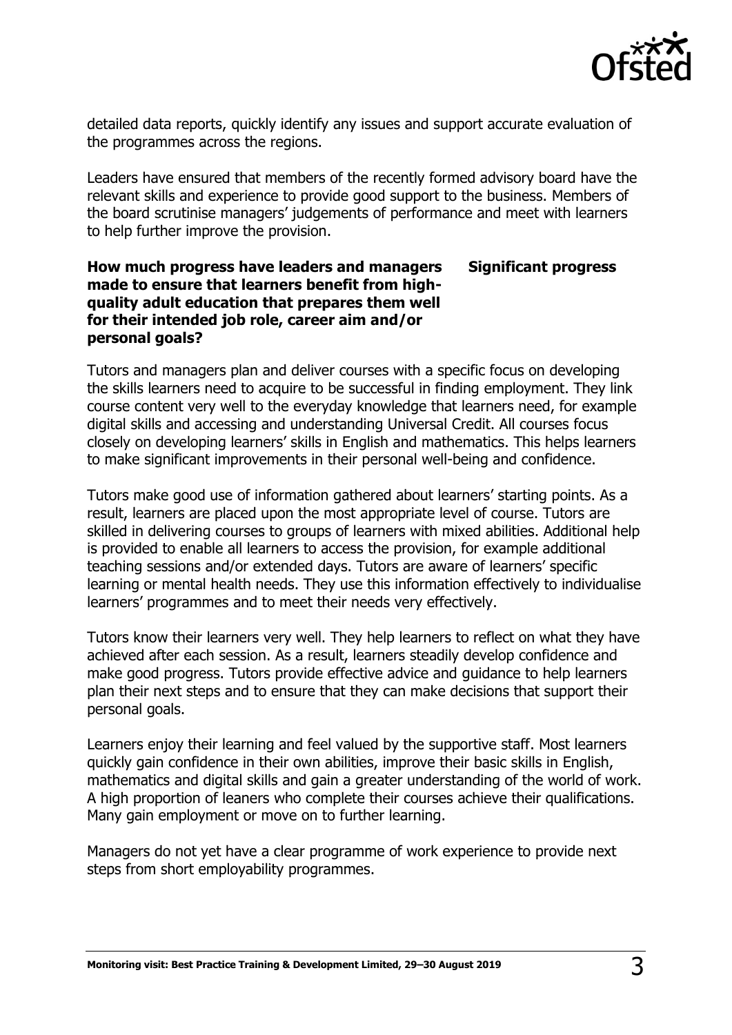detailed data reports, quickly identify any issues and support accurate evaluation of the programmes across the regions.

Leaders have ensured that members of the recently formed advisory board have the relevant skills and experience to provide good support to the business. Members of the board scrutinise managers' judgements of performance and meet with learners to help further improve the provision.

**How much progress have leaders and managers made to ensure that learners benefit from high-quality adult education that prepares them well for their intended job role, career aim and/or personal goals?** **Significant progress**

Tutors and managers plan and deliver courses with a specific focus on developing the skills learners need to acquire to be successful in finding employment. They link course content very well to the everyday knowledge that learners need, for example digital skills and accessing and understanding Universal Credit. All courses focus closely on developing learners' skills in English and mathematics. This helps learners to make significant improvements in their personal well-being and confidence.

Tutors make good use of information gathered about learners' starting points. As a result, learners are placed upon the most appropriate level of course. Tutors are skilled in delivering courses to groups of learners with mixed abilities. Additional help is provided to enable all learners to access the provision, for example additional teaching sessions and/or extended days. Tutors are aware of learners' specific learning or mental health needs. They use this information effectively to individualise learners' programmes and to meet their needs very effectively.

Tutors know their learners very well. They help learners to reflect on what they have achieved after each session. As a result, learners steadily develop confidence and make good progress. Tutors provide effective advice and guidance to help learners plan their next steps and to ensure that they can make decisions that support their personal goals.

Learners enjoy their learning and feel valued by the supportive staff. Most learners quickly gain confidence in their own abilities, improve their basic skills in English, mathematics and digital skills and gain a greater understanding of the world of work. A high proportion of leaners who complete their courses achieve their qualifications. Many gain employment or move on to further learning.

Managers do not yet have a clear programme of work experience to provide next steps from short employability programmes.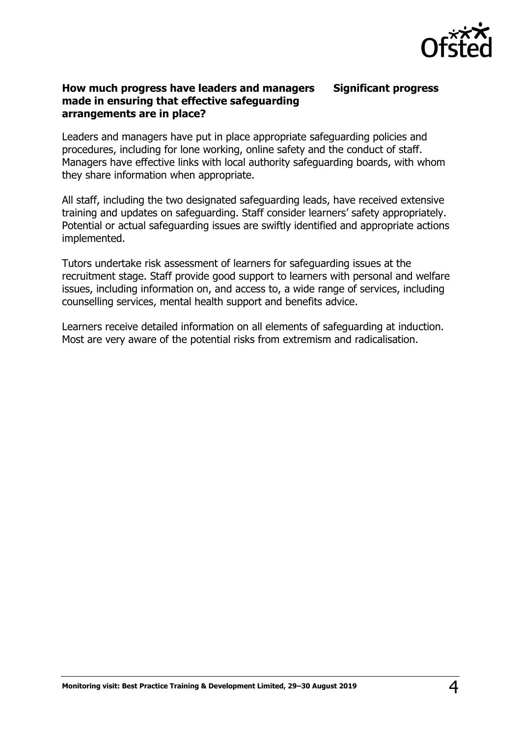**How much progress have leaders and managers made in ensuring that effective safeguarding arrangements are in place?** **Significant progress**

Leaders and managers have put in place appropriate safeguarding policies and procedures, including for lone working, online safety and the conduct of staff. Managers have effective links with local authority safeguarding boards, with whom they share information when appropriate.

All staff, including the two designated safeguarding leads, have received extensive training and updates on safeguarding. Staff consider learners' safety appropriately. Potential or actual safeguarding issues are swiftly identified and appropriate actions implemented.

Tutors undertake risk assessment of learners for safeguarding issues at the recruitment stage. Staff provide good support to learners with personal and welfare issues, including information on, and access to, a wide range of services, including counselling services, mental health support and benefits advice.

Learners receive detailed information on all elements of safeguarding at induction. Most are very aware of the potential risks from extremism and radicalisation.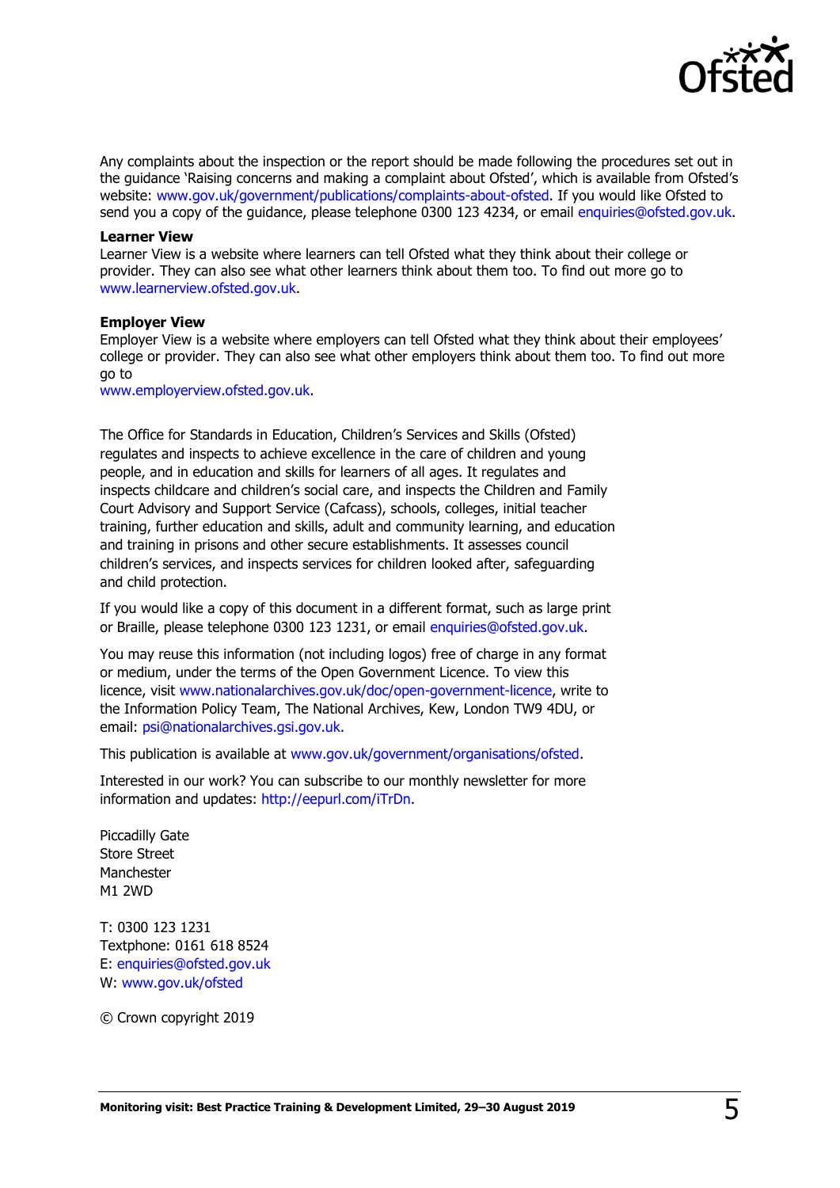Any complaints about the inspection or the report should be made following the procedures set out in the guidance 'Raising concerns and making a complaint about Ofsted', which is available from Ofsted's website: www.gov.uk/government/publications/complaints-about-ofsted. If you would like Ofsted to send you a copy of the guidance, please telephone 0300 123 4234, or email enquiries@ofsted.gov.uk.

**Learner View**
Learner View is a website where learners can tell Ofsted what they think about their college or provider. They can also see what other learners think about them too. To find out more go to www.learnerview.ofsted.gov.uk.

**Employer View**
Employer View is a website where employers can tell Ofsted what they think about their employees' college or provider. They can also see what other employers think about them too. To find out more go to
www.employerview.ofsted.gov.uk.

The Office for Standards in Education, Children's Services and Skills (Ofsted) regulates and inspects to achieve excellence in the care of children and young people, and in education and skills for learners of all ages. It regulates and inspects childcare and children's social care, and inspects the Children and Family Court Advisory and Support Service (Cafcass), schools, colleges, initial teacher training, further education and skills, adult and community learning, and education and training in prisons and other secure establishments. It assesses council children's services, and inspects services for children looked after, safeguarding and child protection.

If you would like a copy of this document in a different format, such as large print or Braille, please telephone 0300 123 1231, or email enquiries@ofsted.gov.uk.

You may reuse this information (not including logos) free of charge in any format or medium, under the terms of the Open Government Licence. To view this licence, visit www.nationalarchives.gov.uk/doc/open-government-licence, write to the Information Policy Team, The National Archives, Kew, London TW9 4DU, or email: psi@nationalarchives.gsi.gov.uk.

This publication is available at www.gov.uk/government/organisations/ofsted.

Interested in our work? You can subscribe to our monthly newsletter for more information and updates: http://eepurl.com/iTrDn.

Piccadilly Gate
Store Street
Manchester
M1 2WD

T: 0300 123 1231
Textphone: 0161 618 8524
E: enquiries@ofsted.gov.uk
W: www.gov.uk/ofsted

© Crown copyright 2019